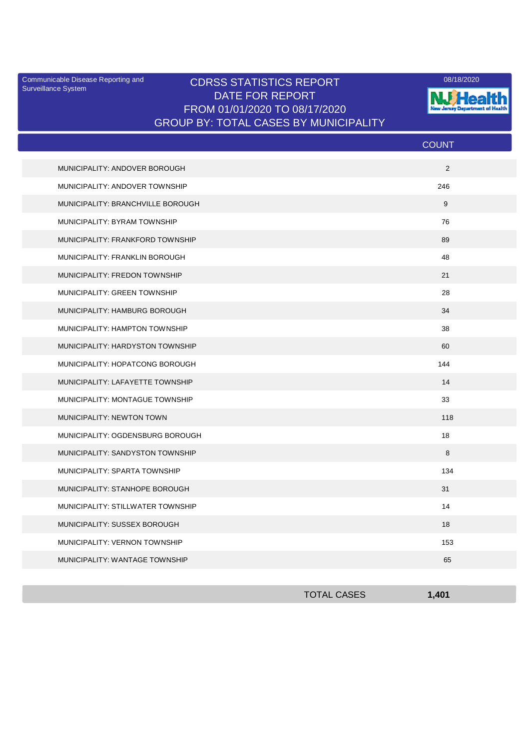Communicable Disease Reporting and Surveillance System

# CDRSS STATISTICS REPORT
## DATE FOR REPORT
## FROM 01/01/2020 TO 08/17/2020
## GROUP BY: TOTAL CASES BY MUNICIPALITY

08/18/2020

| | COUNT |
|---|---|
| MUNICIPALITY: ANDOVER BOROUGH | 2 |
| MUNICIPALITY: ANDOVER TOWNSHIP | 246 |
| MUNICIPALITY: BRANCHVILLE BOROUGH | 9 |
| MUNICIPALITY: BYRAM TOWNSHIP | 76 |
| MUNICIPALITY: FRANKFORD TOWNSHIP | 89 |
| MUNICIPALITY: FRANKLIN BOROUGH | 48 |
| MUNICIPALITY: FREDON TOWNSHIP | 21 |
| MUNICIPALITY: GREEN TOWNSHIP | 28 |
| MUNICIPALITY: HAMBURG BOROUGH | 34 |
| MUNICIPALITY: HAMPTON TOWNSHIP | 38 |
| MUNICIPALITY: HARDYSTON TOWNSHIP | 60 |
| MUNICIPALITY: HOPATCONG BOROUGH | 144 |
| MUNICIPALITY: LAFAYETTE TOWNSHIP | 14 |
| MUNICIPALITY: MONTAGUE TOWNSHIP | 33 |
| MUNICIPALITY: NEWTON TOWN | 118 |
| MUNICIPALITY: OGDENSBURG BOROUGH | 18 |
| MUNICIPALITY: SANDYSTON TOWNSHIP | 8 |
| MUNICIPALITY: SPARTA TOWNSHIP | 134 |
| MUNICIPALITY: STANHOPE BOROUGH | 31 |
| MUNICIPALITY: STILLWATER TOWNSHIP | 14 |
| MUNICIPALITY: SUSSEX BOROUGH | 18 |
| MUNICIPALITY: VERNON TOWNSHIP | 153 |
| MUNICIPALITY: WANTAGE TOWNSHIP | 65 |
| TOTAL CASES | **1,401** |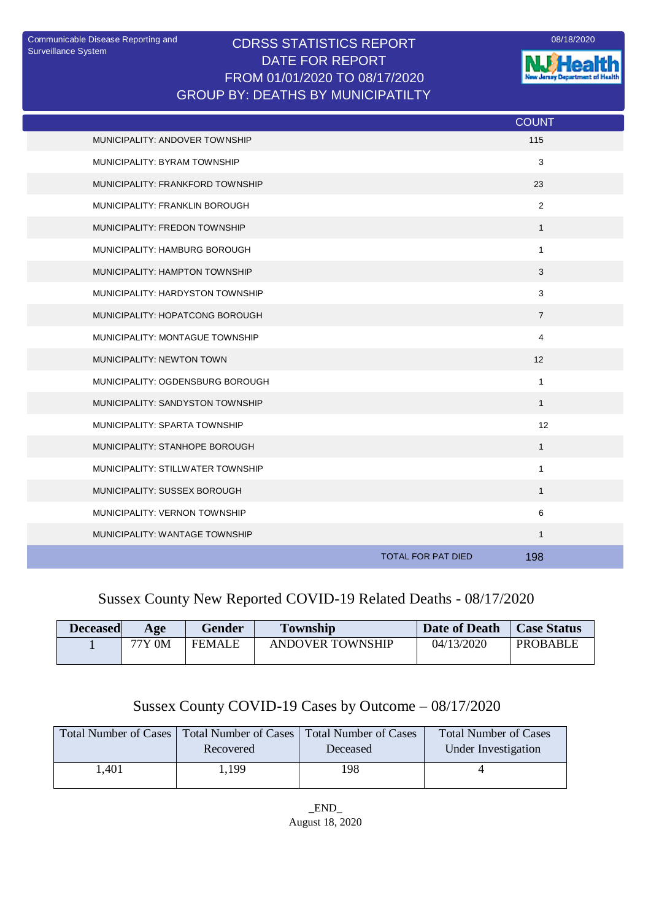Communicable Disease Reporting and Surveillance System

# CDRSS STATISTICS REPORT
DATE FOR REPORT
FROM 01/01/2020 TO 08/17/2020
GROUP BY: DEATHS BY MUNICIPATILTY

08/18/2020

NJ Health
New Jersey Department of Health

| | COUNT |
|---|---|
| MUNICIPALITY: ANDOVER TOWNSHIP | 115 |
| MUNICIPALITY: BYRAM TOWNSHIP | 3 |
| MUNICIPALITY: FRANKFORD TOWNSHIP | 23 |
| MUNICIPALITY: FRANKLIN BOROUGH | 2 |
| MUNICIPALITY: FREDON TOWNSHIP | 1 |
| MUNICIPALITY: HAMBURG BOROUGH | 1 |
| MUNICIPALITY: HAMPTON TOWNSHIP | 3 |
| MUNICIPALITY: HARDYSTON TOWNSHIP | 3 |
| MUNICIPALITY: HOPATCONG BOROUGH | 7 |
| MUNICIPALITY: MONTAGUE TOWNSHIP | 4 |
| MUNICIPALITY: NEWTON TOWN | 12 |
| MUNICIPALITY: OGDENSBURG BOROUGH | 1 |
| MUNICIPALITY: SANDYSTON TOWNSHIP | 1 |
| MUNICIPALITY: SPARTA TOWNSHIP | 12 |
| MUNICIPALITY: STANHOPE BOROUGH | 1 |
| MUNICIPALITY: STILLWATER TOWNSHIP | 1 |
| MUNICIPALITY: SUSSEX BOROUGH | 1 |
| MUNICIPALITY: VERNON TOWNSHIP | 6 |
| MUNICIPALITY: WANTAGE TOWNSHIP | 1 |
| TOTAL FOR PAT DIED | 198 |

## Sussex County New Reported COVID-19 Related Deaths - 08/17/2020

| Deceased | Age | Gender | Township | Date of Death | Case Status |
|---|---|---|---|---|---|
| 1 | 77Y 0M | FEMALE | ANDOVER TOWNSHIP | 04/13/2020 | PROBABLE |

## Sussex County COVID-19 Cases by Outcome – 08/17/2020

| Total Number of Cases | Total Number of Cases Recovered | Total Number of Cases Deceased | Total Number of Cases Under Investigation |
|---|---|---|---|
| 1,401 | 1,199 | 198 | 4 |

_END_
August 18, 2020